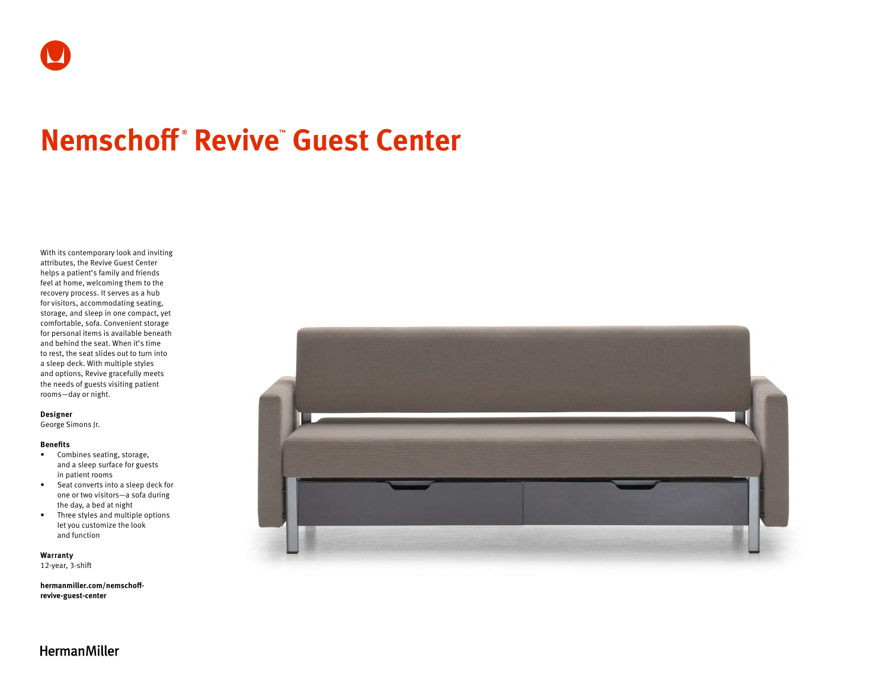# Nemschoff® Revive™ Guest Center

With its contemporary look and inviting attributes, the Revive Guest Center helps a patient's family and friends feel at home, welcoming them to the recovery process. It serves as a hub for visitors, accommodating seating, storage, and sleep in one compact, yet comfortable, sofa. Convenient storage for personal items is available beneath and behind the seat. When it's time to rest, the seat slides out to turn into a sleep deck. With multiple styles and options, Revive gracefully meets the needs of guests visiting patient rooms—day or night.

**Designer**
George Simons Jr.

**Benefits**

- Combines seating, storage, and a sleep surface for guests in patient rooms
- Seat converts into a sleep deck for one or two visitors—a sofa during the day, a bed at night
- Three styles and multiple options let you customize the look and function

**Warranty**
12-year, 3-shift

**hermanmiller.com/nemschoff-revive-guest-center**

HermanMiller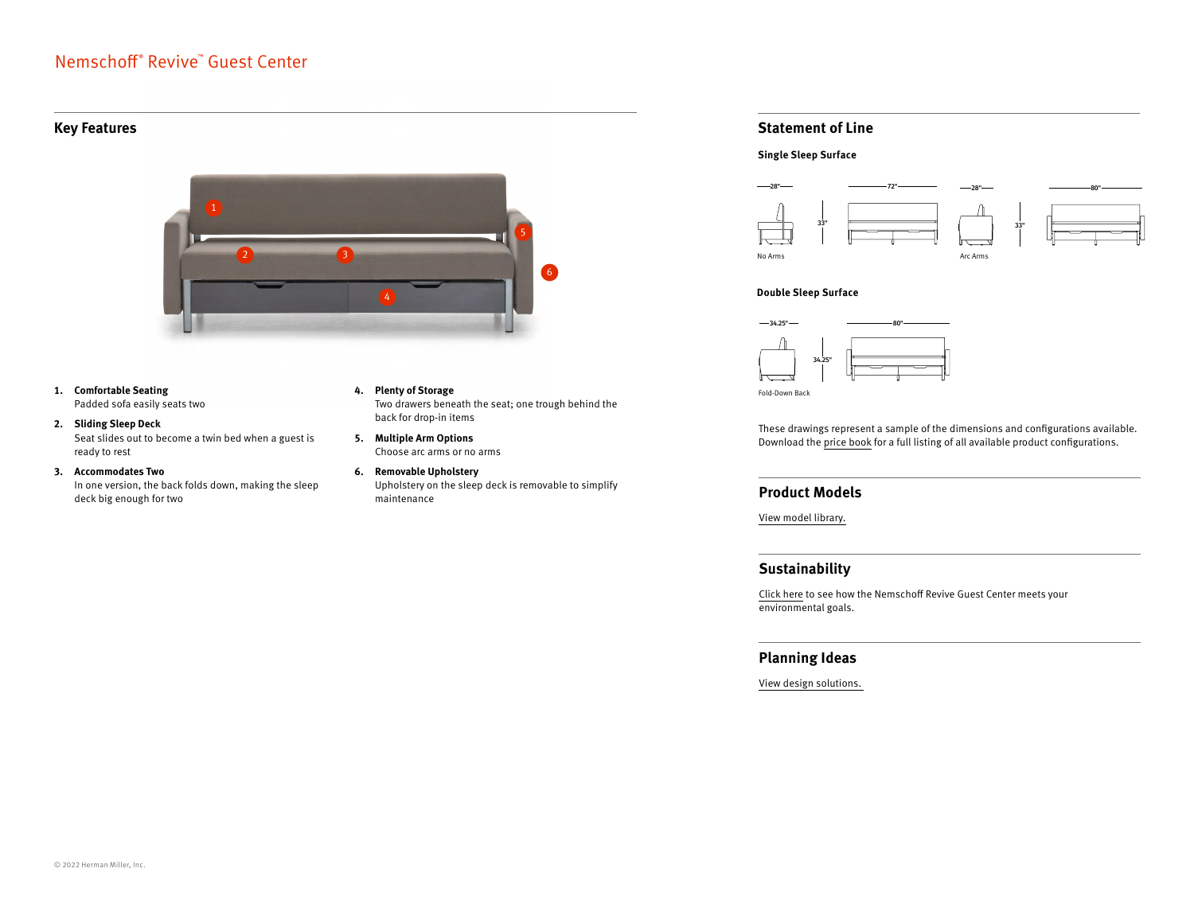Nemschoff® Revive™ Guest Center

## Key Features

1
2
3
4
5
6

1. **Comfortable Seating**
   Padded sofa easily seats two
2. **Sliding Sleep Deck**
   Seat slides out to become a twin bed when a guest is ready to rest
3. **Accommodates Two**
   In one version, the back folds down, making the sleep deck big enough for two
4. **Plenty of Storage**
   Two drawers beneath the seat; one trough behind the back for drop-in items
5. **Multiple Arm Options**
   Choose arc arms or no arms
6. **Removable Upholstery**
   Upholstery on the sleep deck is removable to simplify maintenance

## Statement of Line

### Single Sleep Surface

28"
33"
72"
No Arms

28"
33"
80"
Arc Arms

### Double Sleep Surface

34.25"
34.25"
80"
Fold-Down Back

These drawings represent a sample of the dimensions and configurations available. Download the price book for a full listing of all available product configurations.

## Product Models

View model library.

## Sustainability

Click here to see how the Nemschoff Revive Guest Center meets your environmental goals.

## Planning Ideas

View design solutions.

© 2022 Herman Miller, Inc.